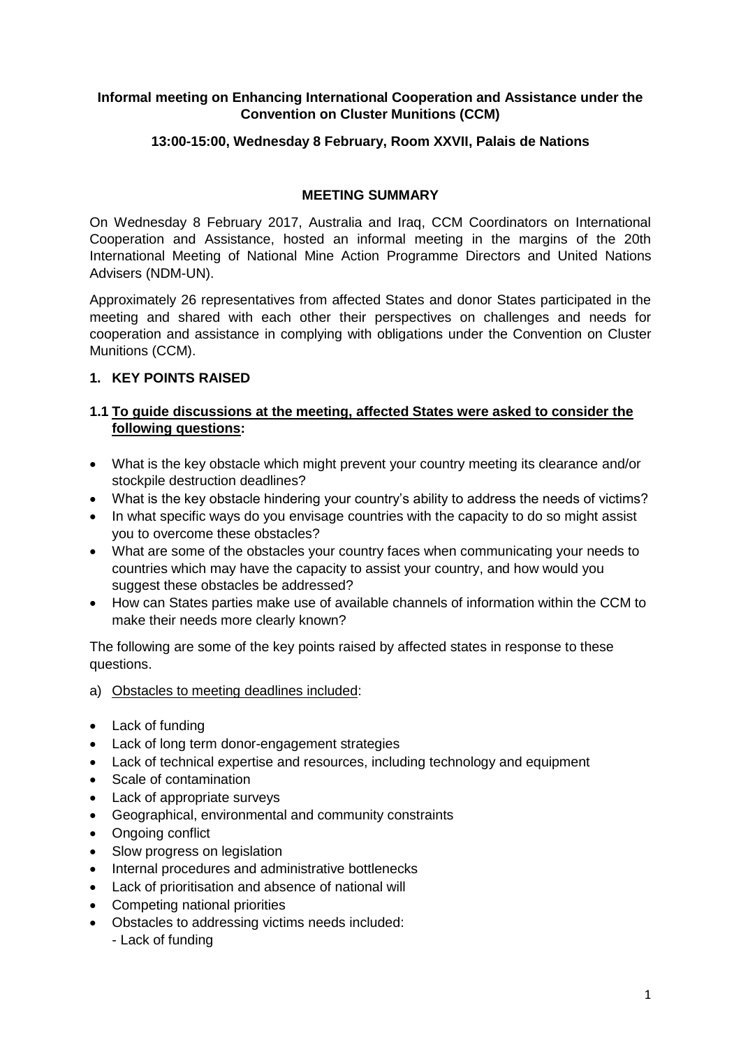**Informal meeting on Enhancing International Cooperation and Assistance under the Convention on Cluster Munitions (CCM)**

**13:00-15:00, Wednesday 8 February, Room XXVII, Palais de Nations**

## MEETING SUMMARY

On Wednesday 8 February 2017, Australia and Iraq, CCM Coordinators on International Cooperation and Assistance, hosted an informal meeting in the margins of the 20th International Meeting of National Mine Action Programme Directors and United Nations Advisers (NDM-UN).

Approximately 26 representatives from affected States and donor States participated in the meeting and shared with each other their perspectives on challenges and needs for cooperation and assistance in complying with obligations under the Convention on Cluster Munitions (CCM).

### 1. KEY POINTS RAISED

#### 1.1 To guide discussions at the meeting, affected States were asked to consider the following questions:

- What is the key obstacle which might prevent your country meeting its clearance and/or stockpile destruction deadlines?
- What is the key obstacle hindering your country's ability to address the needs of victims?
- In what specific ways do you envisage countries with the capacity to do so might assist you to overcome these obstacles?
- What are some of the obstacles your country faces when communicating your needs to countries which may have the capacity to assist your country, and how would you suggest these obstacles be addressed?
- How can States parties make use of available channels of information within the CCM to make their needs more clearly known?

The following are some of the key points raised by affected states in response to these questions.

a) Obstacles to meeting deadlines included:

- Lack of funding
- Lack of long term donor-engagement strategies
- Lack of technical expertise and resources, including technology and equipment
- Scale of contamination
- Lack of appropriate surveys
- Geographical, environmental and community constraints
- Ongoing conflict
- Slow progress on legislation
- Internal procedures and administrative bottlenecks
- Lack of prioritisation and absence of national will
- Competing national priorities
- Obstacles to addressing victims needs included:
  - Lack of funding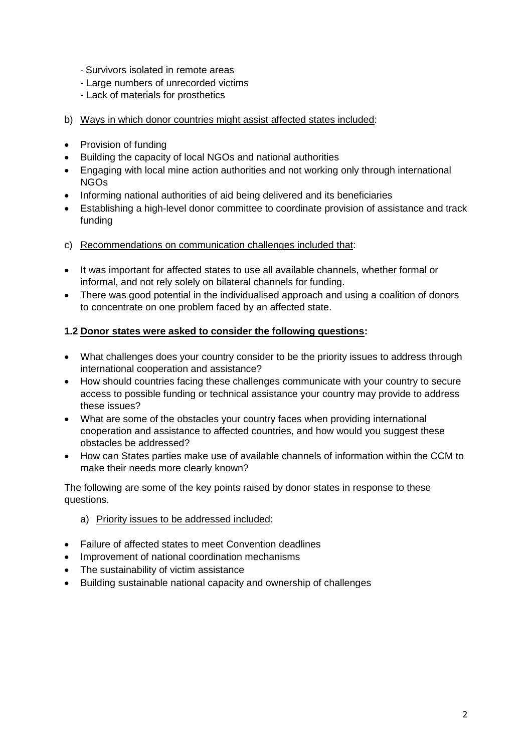- Survivors isolated in remote areas
- Large numbers of unrecorded victims
- Lack of materials for prosthetics

b) Ways in which donor countries might assist affected states included:

- Provision of funding
- Building the capacity of local NGOs and national authorities
- Engaging with local mine action authorities and not working only through international NGOs
- Informing national authorities of aid being delivered and its beneficiaries
- Establishing a high-level donor committee to coordinate provision of assistance and track funding

c) Recommendations on communication challenges included that:

- It was important for affected states to use all available channels, whether formal or informal, and not rely solely on bilateral channels for funding.
- There was good potential in the individualised approach and using a coalition of donors to concentrate on one problem faced by an affected state.

**1.2 Donor states were asked to consider the following questions:**

- What challenges does your country consider to be the priority issues to address through international cooperation and assistance?
- How should countries facing these challenges communicate with your country to secure access to possible funding or technical assistance your country may provide to address these issues?
- What are some of the obstacles your country faces when providing international cooperation and assistance to affected countries, and how would you suggest these obstacles be addressed?
- How can States parties make use of available channels of information within the CCM to make their needs more clearly known?

The following are some of the key points raised by donor states in response to these questions.

a) Priority issues to be addressed included:

- Failure of affected states to meet Convention deadlines
- Improvement of national coordination mechanisms
- The sustainability of victim assistance
- Building sustainable national capacity and ownership of challenges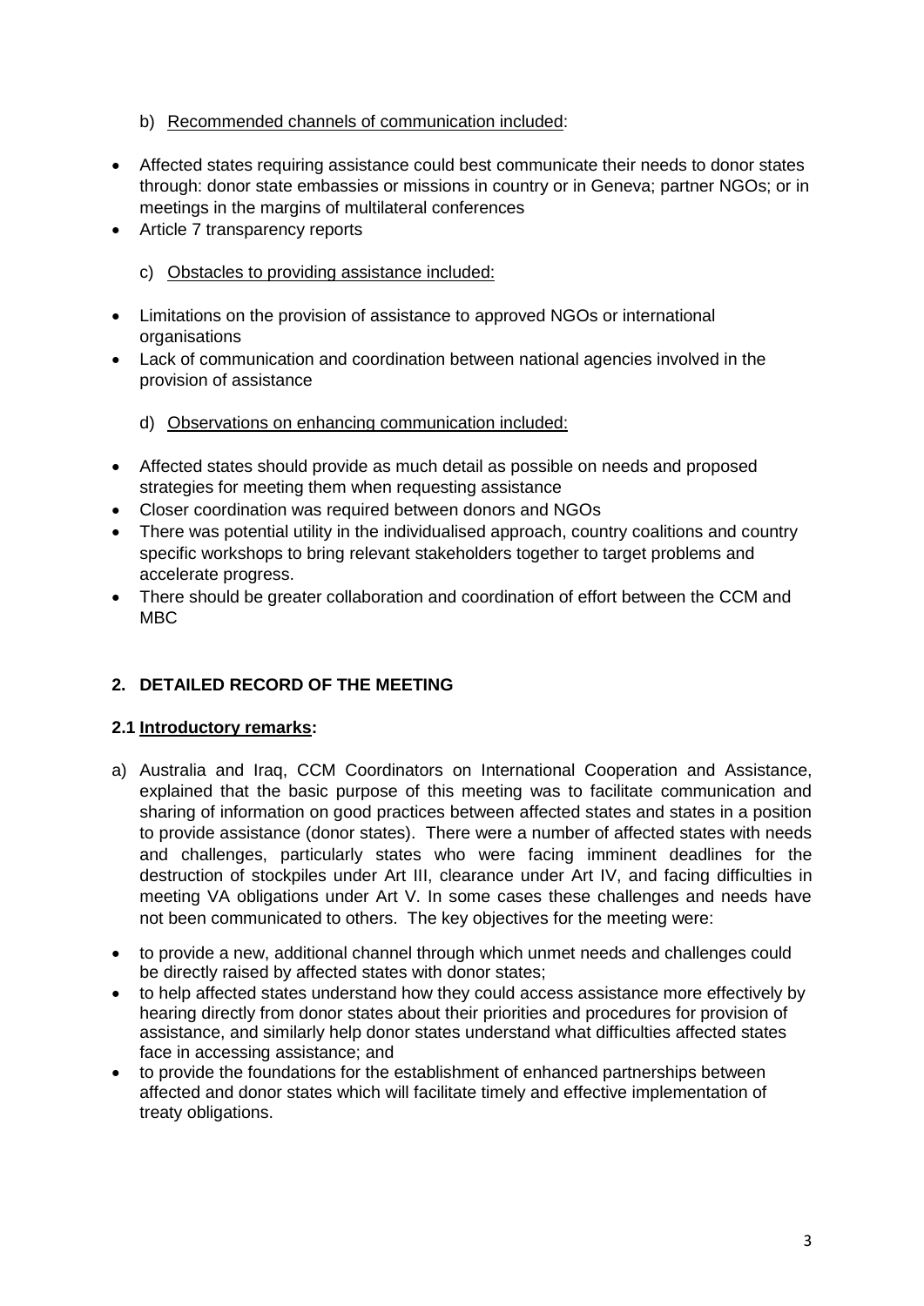b) Recommended channels of communication included:

- Affected states requiring assistance could best communicate their needs to donor states through: donor state embassies or missions in country or in Geneva; partner NGOs; or in meetings in the margins of multilateral conferences
- Article 7 transparency reports

c) Obstacles to providing assistance included:

- Limitations on the provision of assistance to approved NGOs or international organisations
- Lack of communication and coordination between national agencies involved in the provision of assistance

d) Observations on enhancing communication included:

- Affected states should provide as much detail as possible on needs and proposed strategies for meeting them when requesting assistance
- Closer coordination was required between donors and NGOs
- There was potential utility in the individualised approach, country coalitions and country specific workshops to bring relevant stakeholders together to target problems and accelerate progress.
- There should be greater collaboration and coordination of effort between the CCM and MBC

## 2. DETAILED RECORD OF THE MEETING

### 2.1 Introductory remarks:

a) Australia and Iraq, CCM Coordinators on International Cooperation and Assistance, explained that the basic purpose of this meeting was to facilitate communication and sharing of information on good practices between affected states and states in a position to provide assistance (donor states). There were a number of affected states with needs and challenges, particularly states who were facing imminent deadlines for the destruction of stockpiles under Art III, clearance under Art IV, and facing difficulties in meeting VA obligations under Art V. In some cases these challenges and needs have not been communicated to others. The key objectives for the meeting were:

- to provide a new, additional channel through which unmet needs and challenges could be directly raised by affected states with donor states;
- to help affected states understand how they could access assistance more effectively by hearing directly from donor states about their priorities and procedures for provision of assistance, and similarly help donor states understand what difficulties affected states face in accessing assistance; and
- to provide the foundations for the establishment of enhanced partnerships between affected and donor states which will facilitate timely and effective implementation of treaty obligations.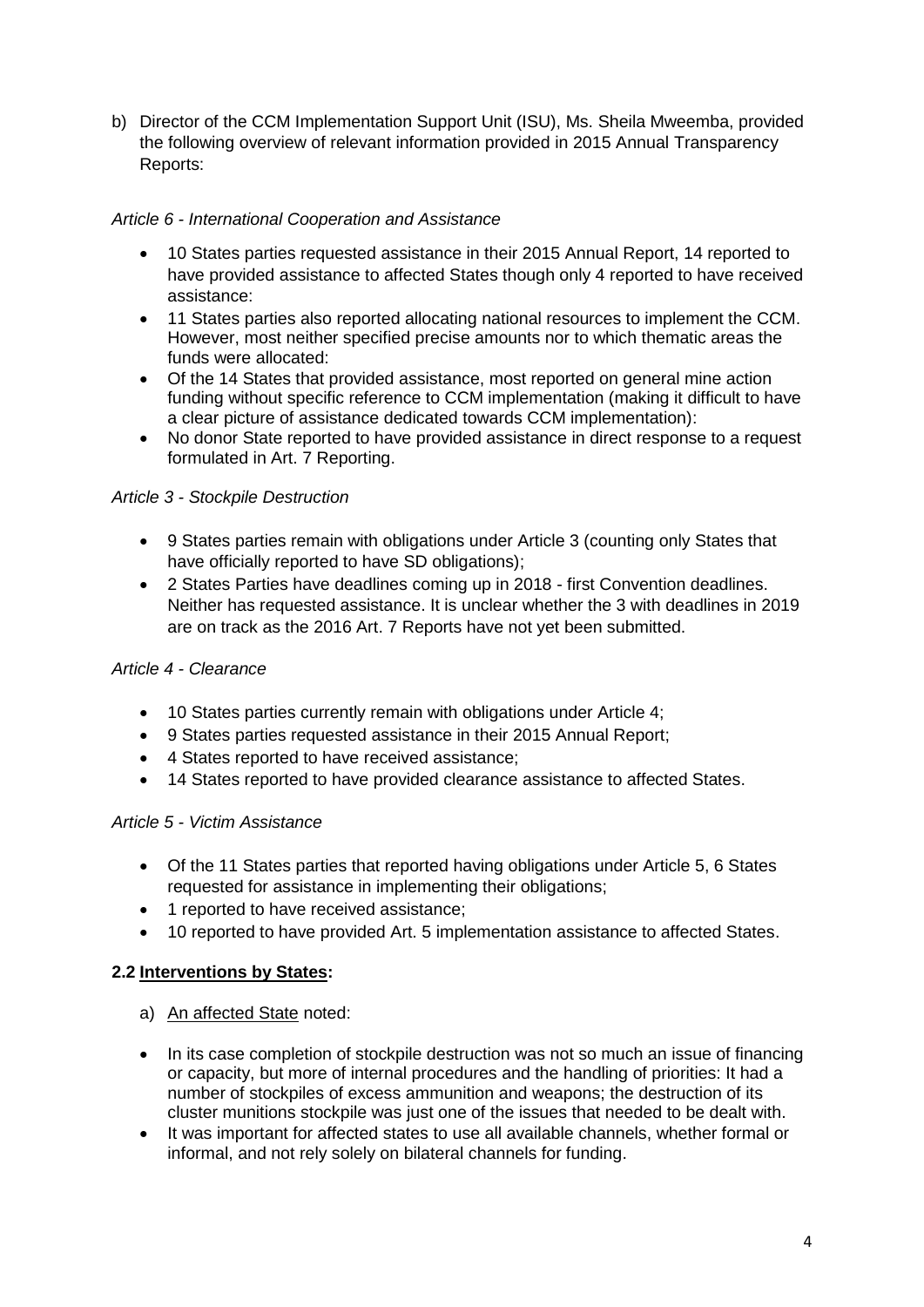b) Director of the CCM Implementation Support Unit (ISU), Ms. Sheila Mweemba, provided the following overview of relevant information provided in 2015 Annual Transparency Reports:

*Article 6 - International Cooperation and Assistance*

- 10 States parties requested assistance in their 2015 Annual Report, 14 reported to have provided assistance to affected States though only 4 reported to have received assistance:
- 11 States parties also reported allocating national resources to implement the CCM. However, most neither specified precise amounts nor to which thematic areas the funds were allocated:
- Of the 14 States that provided assistance, most reported on general mine action funding without specific reference to CCM implementation (making it difficult to have a clear picture of assistance dedicated towards CCM implementation):
- No donor State reported to have provided assistance in direct response to a request formulated in Art. 7 Reporting.

*Article 3 - Stockpile Destruction*

- 9 States parties remain with obligations under Article 3 (counting only States that have officially reported to have SD obligations);
- 2 States Parties have deadlines coming up in 2018 - first Convention deadlines. Neither has requested assistance. It is unclear whether the 3 with deadlines in 2019 are on track as the 2016 Art. 7 Reports have not yet been submitted.

*Article 4 - Clearance*

- 10 States parties currently remain with obligations under Article 4;
- 9 States parties requested assistance in their 2015 Annual Report;
- 4 States reported to have received assistance;
- 14 States reported to have provided clearance assistance to affected States.

*Article 5 - Victim Assistance*

- Of the 11 States parties that reported having obligations under Article 5, 6 States requested for assistance in implementing their obligations;
- 1 reported to have received assistance;
- 10 reported to have provided Art. 5 implementation assistance to affected States.

**2.2 Interventions by States:**

a) An affected State noted:

- In its case completion of stockpile destruction was not so much an issue of financing or capacity, but more of internal procedures and the handling of priorities: It had a number of stockpiles of excess ammunition and weapons; the destruction of its cluster munitions stockpile was just one of the issues that needed to be dealt with.
- It was important for affected states to use all available channels, whether formal or informal, and not rely solely on bilateral channels for funding.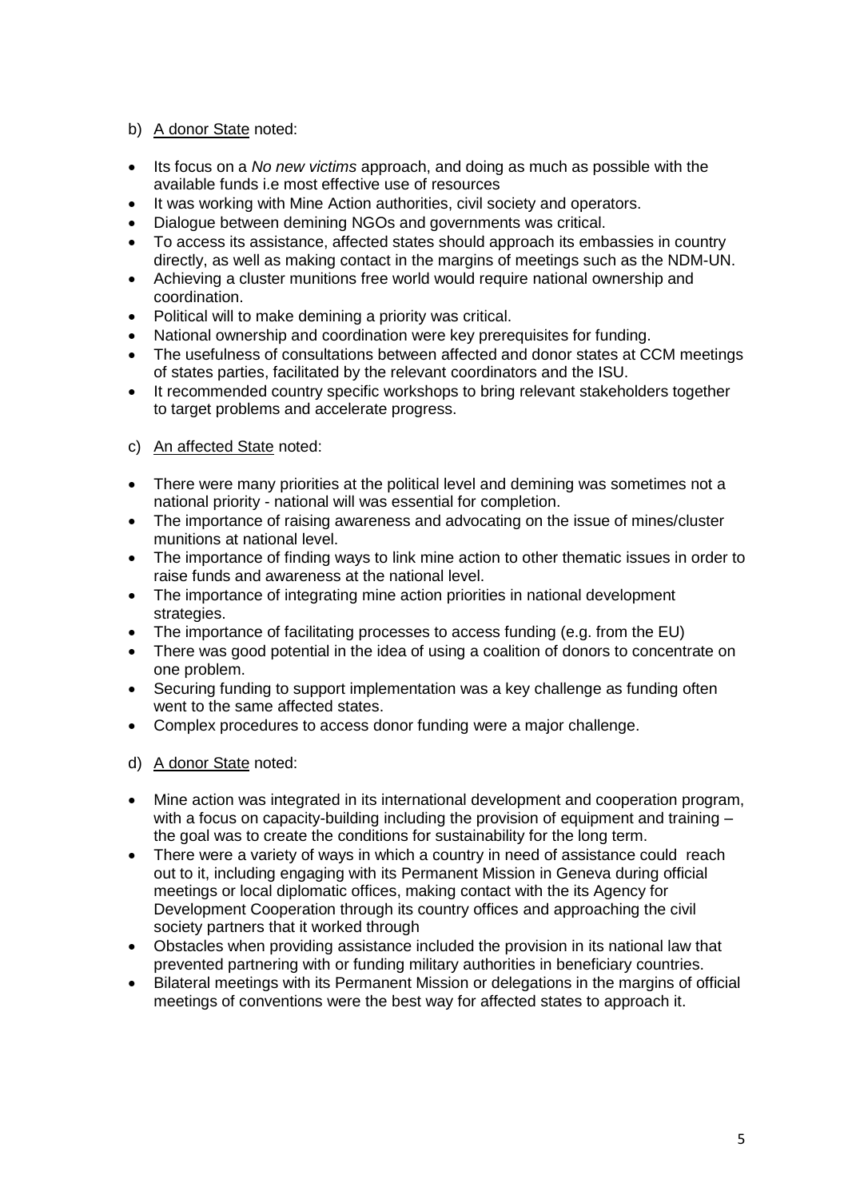b) <u>A donor State</u> noted:

- Its focus on a *No new victims* approach, and doing as much as possible with the available funds i.e most effective use of resources
- It was working with Mine Action authorities, civil society and operators.
- Dialogue between demining NGOs and governments was critical.
- To access its assistance, affected states should approach its embassies in country directly, as well as making contact in the margins of meetings such as the NDM-UN.
- Achieving a cluster munitions free world would require national ownership and coordination.
- Political will to make demining a priority was critical.
- National ownership and coordination were key prerequisites for funding.
- The usefulness of consultations between affected and donor states at CCM meetings of states parties, facilitated by the relevant coordinators and the ISU.
- It recommended country specific workshops to bring relevant stakeholders together to target problems and accelerate progress.

c) <u>An affected State</u> noted:

- There were many priorities at the political level and demining was sometimes not a national priority - national will was essential for completion.
- The importance of raising awareness and advocating on the issue of mines/cluster munitions at national level.
- The importance of finding ways to link mine action to other thematic issues in order to raise funds and awareness at the national level.
- The importance of integrating mine action priorities in national development strategies.
- The importance of facilitating processes to access funding (e.g. from the EU)
- There was good potential in the idea of using a coalition of donors to concentrate on one problem.
- Securing funding to support implementation was a key challenge as funding often went to the same affected states.
- Complex procedures to access donor funding were a major challenge.

d) <u>A donor State</u> noted:

- Mine action was integrated in its international development and cooperation program, with a focus on capacity-building including the provision of equipment and training – the goal was to create the conditions for sustainability for the long term.
- There were a variety of ways in which a country in need of assistance could reach out to it, including engaging with its Permanent Mission in Geneva during official meetings or local diplomatic offices, making contact with the its Agency for Development Cooperation through its country offices and approaching the civil society partners that it worked through
- Obstacles when providing assistance included the provision in its national law that prevented partnering with or funding military authorities in beneficiary countries.
- Bilateral meetings with its Permanent Mission or delegations in the margins of official meetings of conventions were the best way for affected states to approach it.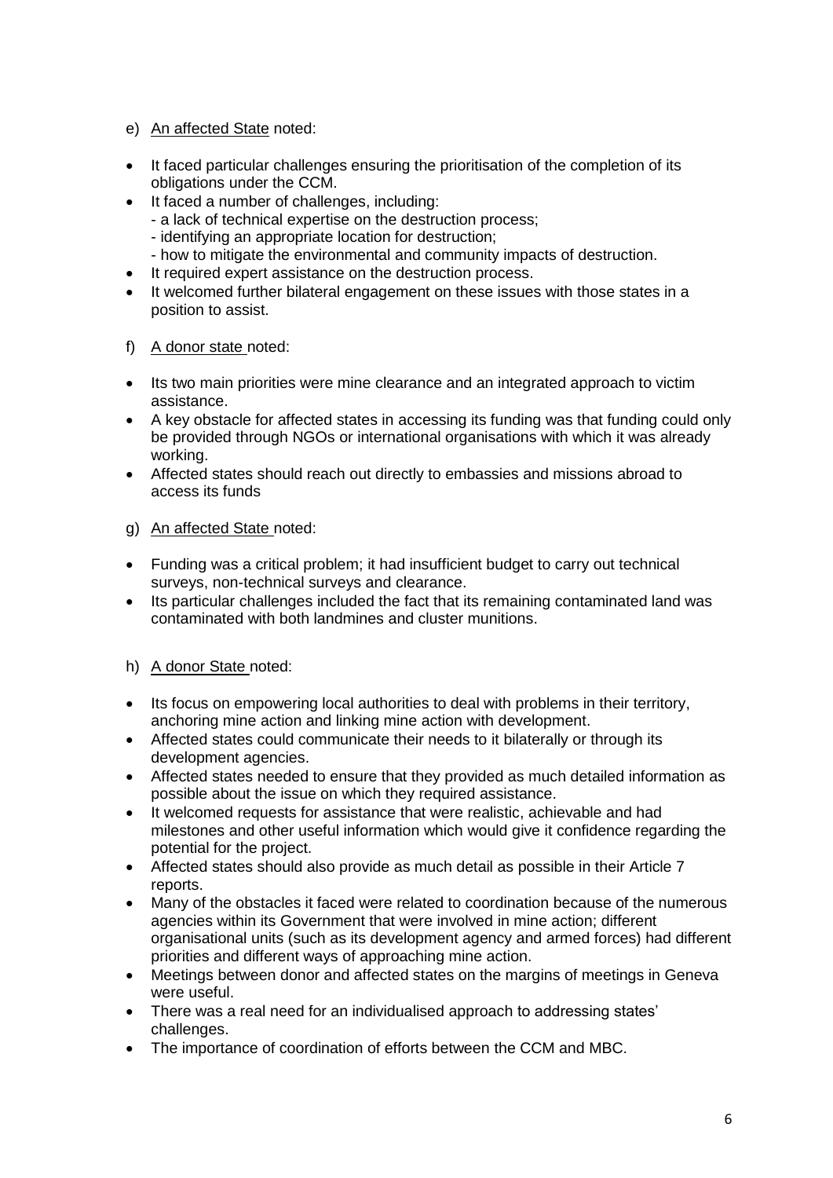e) An affected State noted:

- It faced particular challenges ensuring the prioritisation of the completion of its obligations under the CCM.
- It faced a number of challenges, including:
  - a lack of technical expertise on the destruction process;
  - identifying an appropriate location for destruction;
  - how to mitigate the environmental and community impacts of destruction.
- It required expert assistance on the destruction process.
- It welcomed further bilateral engagement on these issues with those states in a position to assist.

f) A donor state noted:

- Its two main priorities were mine clearance and an integrated approach to victim assistance.
- A key obstacle for affected states in accessing its funding was that funding could only be provided through NGOs or international organisations with which it was already working.
- Affected states should reach out directly to embassies and missions abroad to access its funds

g) An affected State noted:

- Funding was a critical problem; it had insufficient budget to carry out technical surveys, non-technical surveys and clearance.
- Its particular challenges included the fact that its remaining contaminated land was contaminated with both landmines and cluster munitions.

h) A donor State noted:

- Its focus on empowering local authorities to deal with problems in their territory, anchoring mine action and linking mine action with development.
- Affected states could communicate their needs to it bilaterally or through its development agencies.
- Affected states needed to ensure that they provided as much detailed information as possible about the issue on which they required assistance.
- It welcomed requests for assistance that were realistic, achievable and had milestones and other useful information which would give it confidence regarding the potential for the project.
- Affected states should also provide as much detail as possible in their Article 7 reports.
- Many of the obstacles it faced were related to coordination because of the numerous agencies within its Government that were involved in mine action; different organisational units (such as its development agency and armed forces) had different priorities and different ways of approaching mine action.
- Meetings between donor and affected states on the margins of meetings in Geneva were useful.
- There was a real need for an individualised approach to addressing states' challenges.
- The importance of coordination of efforts between the CCM and MBC.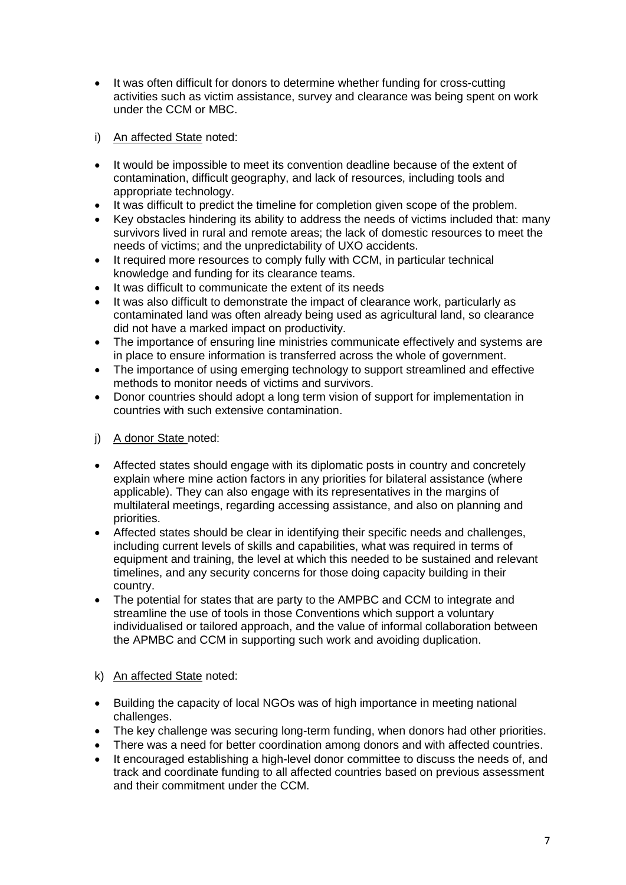- It was often difficult for donors to determine whether funding for cross-cutting activities such as victim assistance, survey and clearance was being spent on work under the CCM or MBC.

i) An affected State noted:

- It would be impossible to meet its convention deadline because of the extent of contamination, difficult geography, and lack of resources, including tools and appropriate technology.
- It was difficult to predict the timeline for completion given scope of the problem.
- Key obstacles hindering its ability to address the needs of victims included that: many survivors lived in rural and remote areas; the lack of domestic resources to meet the needs of victims; and the unpredictability of UXO accidents.
- It required more resources to comply fully with CCM, in particular technical knowledge and funding for its clearance teams.
- It was difficult to communicate the extent of its needs
- It was also difficult to demonstrate the impact of clearance work, particularly as contaminated land was often already being used as agricultural land, so clearance did not have a marked impact on productivity.
- The importance of ensuring line ministries communicate effectively and systems are in place to ensure information is transferred across the whole of government.
- The importance of using emerging technology to support streamlined and effective methods to monitor needs of victims and survivors.
- Donor countries should adopt a long term vision of support for implementation in countries with such extensive contamination.

j) A donor State noted:

- Affected states should engage with its diplomatic posts in country and concretely explain where mine action factors in any priorities for bilateral assistance (where applicable). They can also engage with its representatives in the margins of multilateral meetings, regarding accessing assistance, and also on planning and priorities.
- Affected states should be clear in identifying their specific needs and challenges, including current levels of skills and capabilities, what was required in terms of equipment and training, the level at which this needed to be sustained and relevant timelines, and any security concerns for those doing capacity building in their country.
- The potential for states that are party to the AMPBC and CCM to integrate and streamline the use of tools in those Conventions which support a voluntary individualised or tailored approach, and the value of informal collaboration between the APMBC and CCM in supporting such work and avoiding duplication.

k) An affected State noted:

- Building the capacity of local NGOs was of high importance in meeting national challenges.
- The key challenge was securing long-term funding, when donors had other priorities.
- There was a need for better coordination among donors and with affected countries.
- It encouraged establishing a high-level donor committee to discuss the needs of, and track and coordinate funding to all affected countries based on previous assessment and their commitment under the CCM.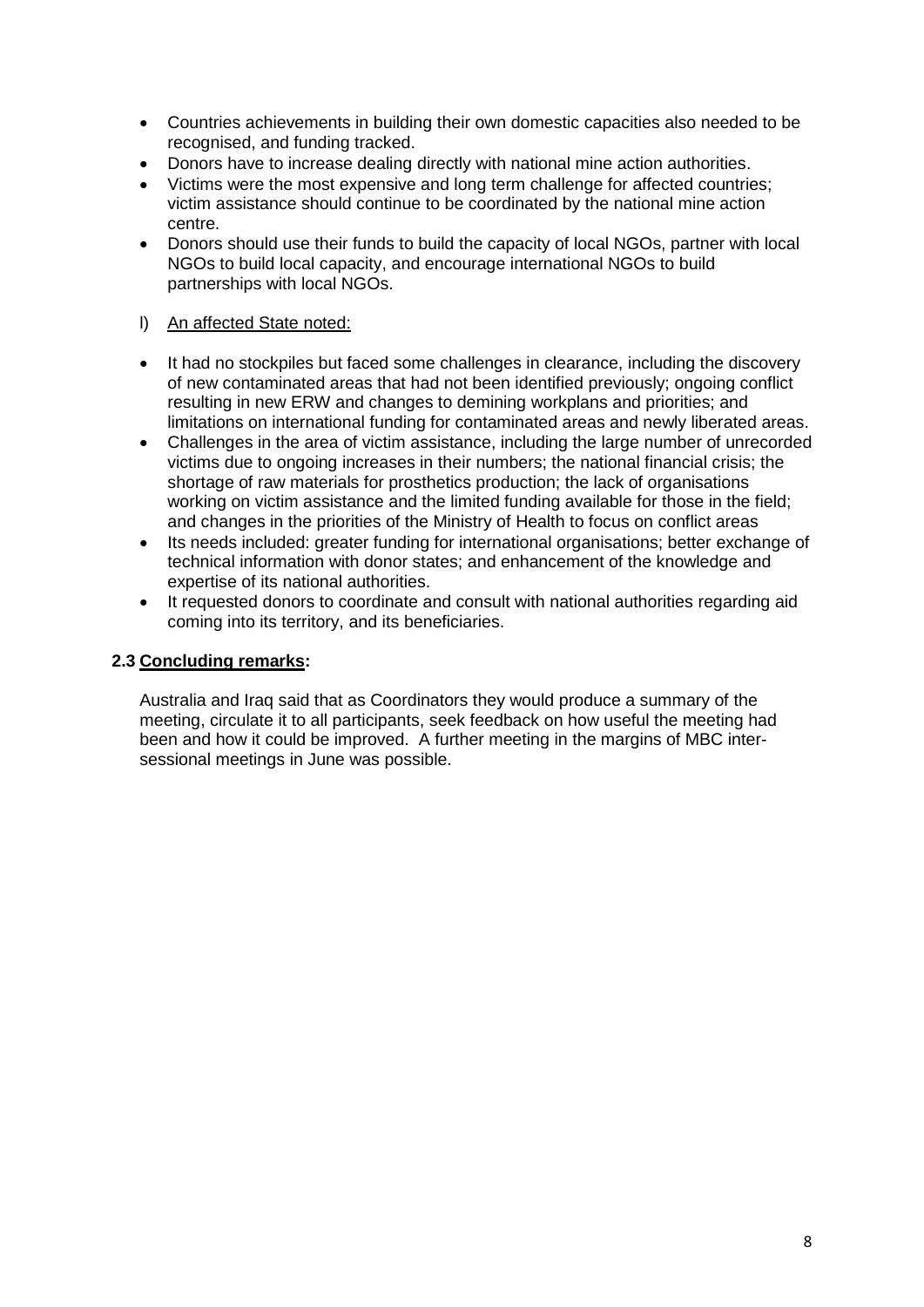- Countries achievements in building their own domestic capacities also needed to be recognised, and funding tracked.
- Donors have to increase dealing directly with national mine action authorities.
- Victims were the most expensive and long term challenge for affected countries; victim assistance should continue to be coordinated by the national mine action centre.
- Donors should use their funds to build the capacity of local NGOs, partner with local NGOs to build local capacity, and encourage international NGOs to build partnerships with local NGOs.

l) <u>An affected State noted:</u>

- It had no stockpiles but faced some challenges in clearance, including the discovery of new contaminated areas that had not been identified previously; ongoing conflict resulting in new ERW and changes to demining workplans and priorities; and limitations on international funding for contaminated areas and newly liberated areas.
- Challenges in the area of victim assistance, including the large number of unrecorded victims due to ongoing increases in their numbers; the national financial crisis; the shortage of raw materials for prosthetics production; the lack of organisations working on victim assistance and the limited funding available for those in the field; and changes in the priorities of the Ministry of Health to focus on conflict areas
- Its needs included: greater funding for international organisations; better exchange of technical information with donor states; and enhancement of the knowledge and expertise of its national authorities.
- It requested donors to coordinate and consult with national authorities regarding aid coming into its territory, and its beneficiaries.

### 2.3 <u>Concluding remarks</u>:

Australia and Iraq said that as Coordinators they would produce a summary of the meeting, circulate it to all participants, seek feedback on how useful the meeting had been and how it could be improved. A further meeting in the margins of MBC inter-sessional meetings in June was possible.